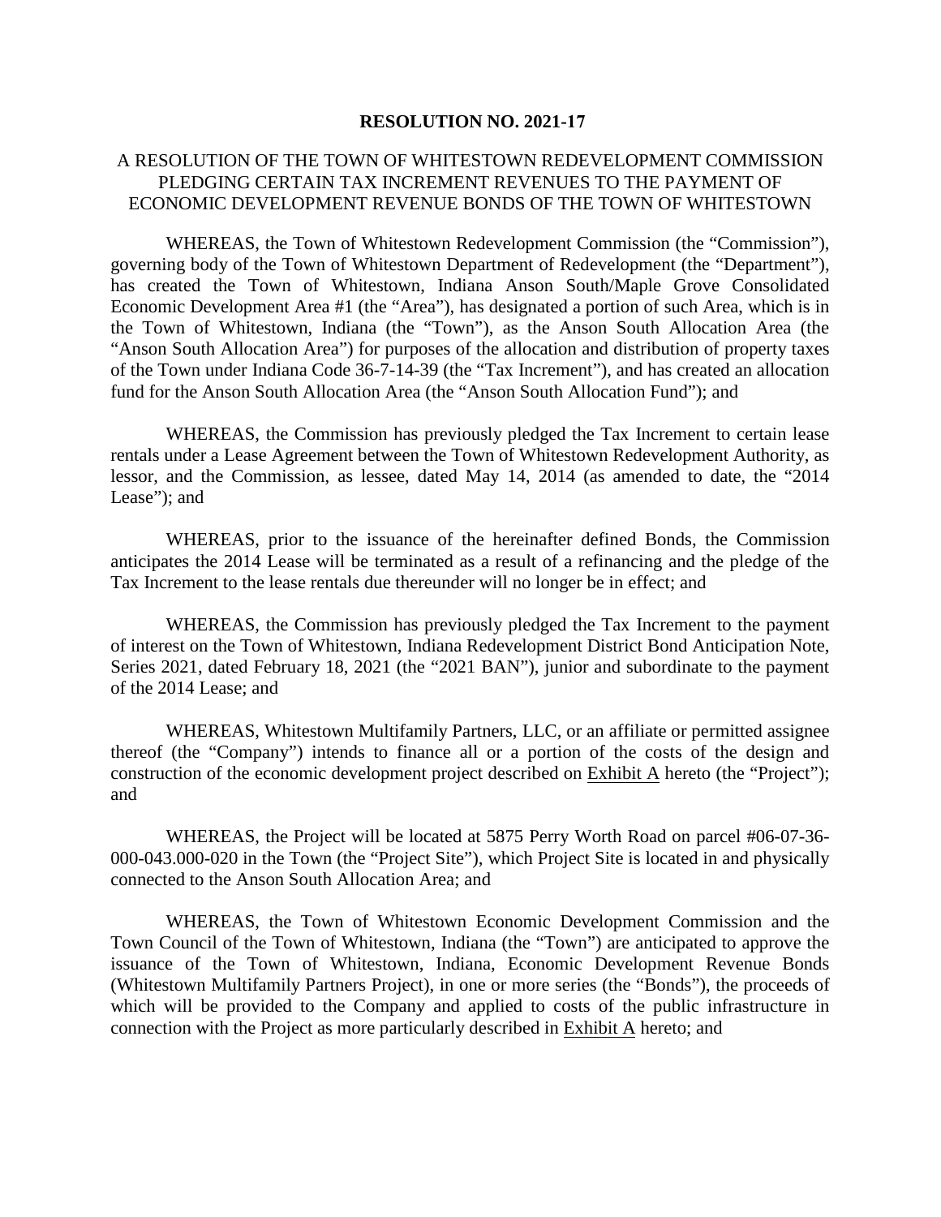# RESOLUTION NO. 2021-17

A RESOLUTION OF THE TOWN OF WHITESTOWN REDEVELOPMENT COMMISSION PLEDGING CERTAIN TAX INCREMENT REVENUES TO THE PAYMENT OF ECONOMIC DEVELOPMENT REVENUE BONDS OF THE TOWN OF WHITESTOWN

WHEREAS, the Town of Whitestown Redevelopment Commission (the "Commission"), governing body of the Town of Whitestown Department of Redevelopment (the "Department"), has created the Town of Whitestown, Indiana Anson South/Maple Grove Consolidated Economic Development Area #1 (the "Area"), has designated a portion of such Area, which is in the Town of Whitestown, Indiana (the "Town"), as the Anson South Allocation Area (the "Anson South Allocation Area") for purposes of the allocation and distribution of property taxes of the Town under Indiana Code 36-7-14-39 (the "Tax Increment"), and has created an allocation fund for the Anson South Allocation Area (the "Anson South Allocation Fund"); and

WHEREAS, the Commission has previously pledged the Tax Increment to certain lease rentals under a Lease Agreement between the Town of Whitestown Redevelopment Authority, as lessor, and the Commission, as lessee, dated May 14, 2014 (as amended to date, the "2014 Lease"); and

WHEREAS, prior to the issuance of the hereinafter defined Bonds, the Commission anticipates the 2014 Lease will be terminated as a result of a refinancing and the pledge of the Tax Increment to the lease rentals due thereunder will no longer be in effect; and

WHEREAS, the Commission has previously pledged the Tax Increment to the payment of interest on the Town of Whitestown, Indiana Redevelopment District Bond Anticipation Note, Series 2021, dated February 18, 2021 (the "2021 BAN"), junior and subordinate to the payment of the 2014 Lease; and

WHEREAS, Whitestown Multifamily Partners, LLC, or an affiliate or permitted assignee thereof (the "Company") intends to finance all or a portion of the costs of the design and construction of the economic development project described on Exhibit A hereto (the "Project"); and

WHEREAS, the Project will be located at 5875 Perry Worth Road on parcel #06-07-36-000-043.000-020 in the Town (the "Project Site"), which Project Site is located in and physically connected to the Anson South Allocation Area; and

WHEREAS, the Town of Whitestown Economic Development Commission and the Town Council of the Town of Whitestown, Indiana (the "Town") are anticipated to approve the issuance of the Town of Whitestown, Indiana, Economic Development Revenue Bonds (Whitestown Multifamily Partners Project), in one or more series (the "Bonds"), the proceeds of which will be provided to the Company and applied to costs of the public infrastructure in connection with the Project as more particularly described in Exhibit A hereto; and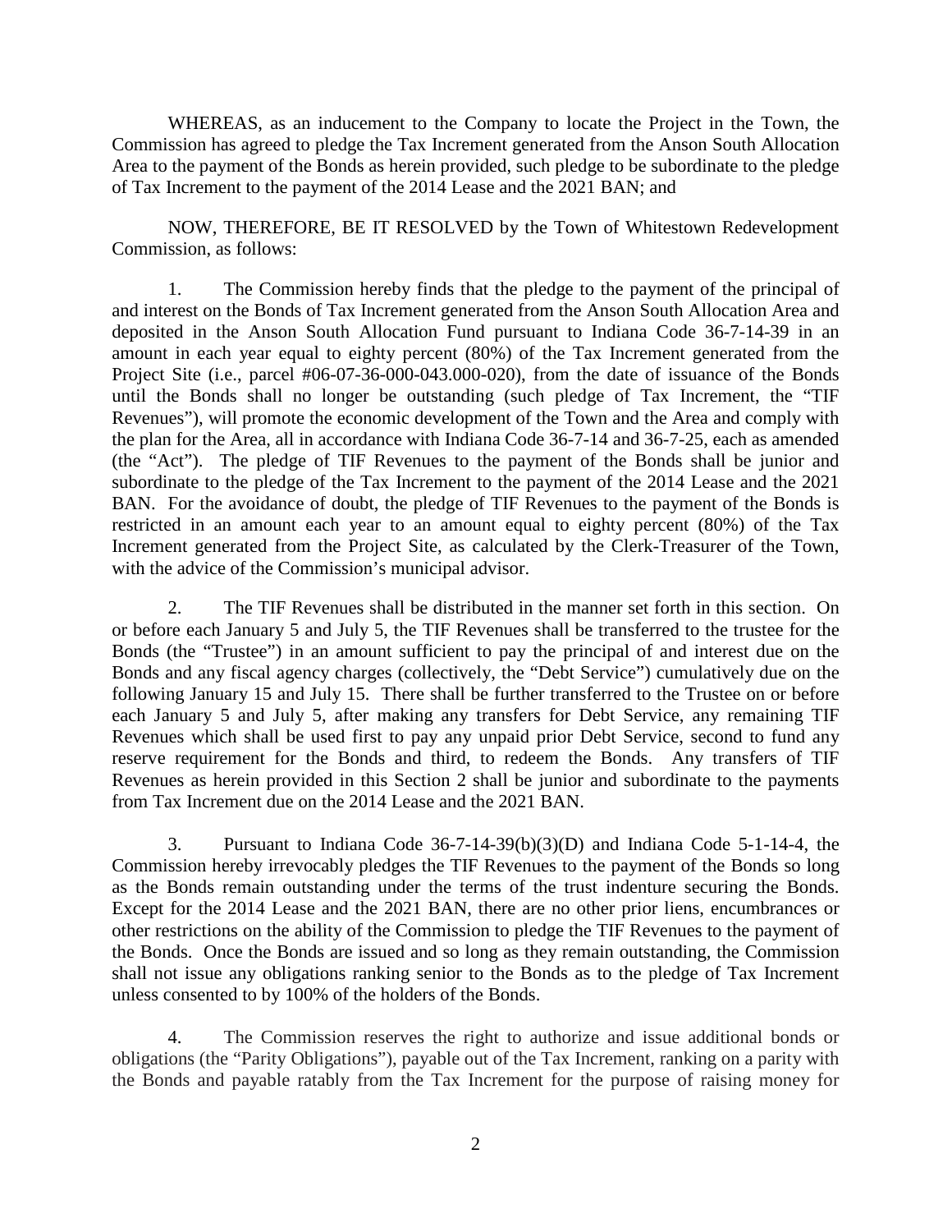WHEREAS, as an inducement to the Company to locate the Project in the Town, the Commission has agreed to pledge the Tax Increment generated from the Anson South Allocation Area to the payment of the Bonds as herein provided, such pledge to be subordinate to the pledge of Tax Increment to the payment of the 2014 Lease and the 2021 BAN; and

NOW, THEREFORE, BE IT RESOLVED by the Town of Whitestown Redevelopment Commission, as follows:

1. The Commission hereby finds that the pledge to the payment of the principal of and interest on the Bonds of Tax Increment generated from the Anson South Allocation Area and deposited in the Anson South Allocation Fund pursuant to Indiana Code 36-7-14-39 in an amount in each year equal to eighty percent (80%) of the Tax Increment generated from the Project Site (i.e., parcel #06-07-36-000-043.000-020), from the date of issuance of the Bonds until the Bonds shall no longer be outstanding (such pledge of Tax Increment, the "TIF Revenues"), will promote the economic development of the Town and the Area and comply with the plan for the Area, all in accordance with Indiana Code 36-7-14 and 36-7-25, each as amended (the "Act"). The pledge of TIF Revenues to the payment of the Bonds shall be junior and subordinate to the pledge of the Tax Increment to the payment of the 2014 Lease and the 2021 BAN. For the avoidance of doubt, the pledge of TIF Revenues to the payment of the Bonds is restricted in an amount each year to an amount equal to eighty percent (80%) of the Tax Increment generated from the Project Site, as calculated by the Clerk-Treasurer of the Town, with the advice of the Commission's municipal advisor.

2. The TIF Revenues shall be distributed in the manner set forth in this section. On or before each January 5 and July 5, the TIF Revenues shall be transferred to the trustee for the Bonds (the "Trustee") in an amount sufficient to pay the principal of and interest due on the Bonds and any fiscal agency charges (collectively, the "Debt Service") cumulatively due on the following January 15 and July 15. There shall be further transferred to the Trustee on or before each January 5 and July 5, after making any transfers for Debt Service, any remaining TIF Revenues which shall be used first to pay any unpaid prior Debt Service, second to fund any reserve requirement for the Bonds and third, to redeem the Bonds. Any transfers of TIF Revenues as herein provided in this Section 2 shall be junior and subordinate to the payments from Tax Increment due on the 2014 Lease and the 2021 BAN.

3. Pursuant to Indiana Code 36-7-14-39(b)(3)(D) and Indiana Code 5-1-14-4, the Commission hereby irrevocably pledges the TIF Revenues to the payment of the Bonds so long as the Bonds remain outstanding under the terms of the trust indenture securing the Bonds. Except for the 2014 Lease and the 2021 BAN, there are no other prior liens, encumbrances or other restrictions on the ability of the Commission to pledge the TIF Revenues to the payment of the Bonds. Once the Bonds are issued and so long as they remain outstanding, the Commission shall not issue any obligations ranking senior to the Bonds as to the pledge of Tax Increment unless consented to by 100% of the holders of the Bonds.

4. The Commission reserves the right to authorize and issue additional bonds or obligations (the "Parity Obligations"), payable out of the Tax Increment, ranking on a parity with the Bonds and payable ratably from the Tax Increment for the purpose of raising money for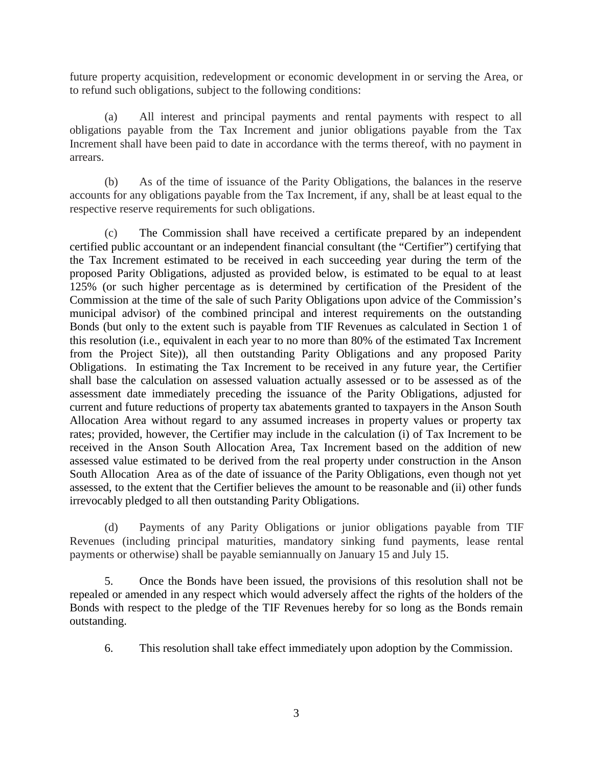future property acquisition, redevelopment or economic development in or serving the Area, or to refund such obligations, subject to the following conditions:

(a) All interest and principal payments and rental payments with respect to all obligations payable from the Tax Increment and junior obligations payable from the Tax Increment shall have been paid to date in accordance with the terms thereof, with no payment in arrears.

(b) As of the time of issuance of the Parity Obligations, the balances in the reserve accounts for any obligations payable from the Tax Increment, if any, shall be at least equal to the respective reserve requirements for such obligations.

(c) The Commission shall have received a certificate prepared by an independent certified public accountant or an independent financial consultant (the "Certifier") certifying that the Tax Increment estimated to be received in each succeeding year during the term of the proposed Parity Obligations, adjusted as provided below, is estimated to be equal to at least 125% (or such higher percentage as is determined by certification of the President of the Commission at the time of the sale of such Parity Obligations upon advice of the Commission's municipal advisor) of the combined principal and interest requirements on the outstanding Bonds (but only to the extent such is payable from TIF Revenues as calculated in Section 1 of this resolution (i.e., equivalent in each year to no more than 80% of the estimated Tax Increment from the Project Site)), all then outstanding Parity Obligations and any proposed Parity Obligations. In estimating the Tax Increment to be received in any future year, the Certifier shall base the calculation on assessed valuation actually assessed or to be assessed as of the assessment date immediately preceding the issuance of the Parity Obligations, adjusted for current and future reductions of property tax abatements granted to taxpayers in the Anson South Allocation Area without regard to any assumed increases in property values or property tax rates; provided, however, the Certifier may include in the calculation (i) of Tax Increment to be received in the Anson South Allocation Area, Tax Increment based on the addition of new assessed value estimated to be derived from the real property under construction in the Anson South Allocation Area as of the date of issuance of the Parity Obligations, even though not yet assessed, to the extent that the Certifier believes the amount to be reasonable and (ii) other funds irrevocably pledged to all then outstanding Parity Obligations.

(d) Payments of any Parity Obligations or junior obligations payable from TIF Revenues (including principal maturities, mandatory sinking fund payments, lease rental payments or otherwise) shall be payable semiannually on January 15 and July 15.

5. Once the Bonds have been issued, the provisions of this resolution shall not be repealed or amended in any respect which would adversely affect the rights of the holders of the Bonds with respect to the pledge of the TIF Revenues hereby for so long as the Bonds remain outstanding.

6. This resolution shall take effect immediately upon adoption by the Commission.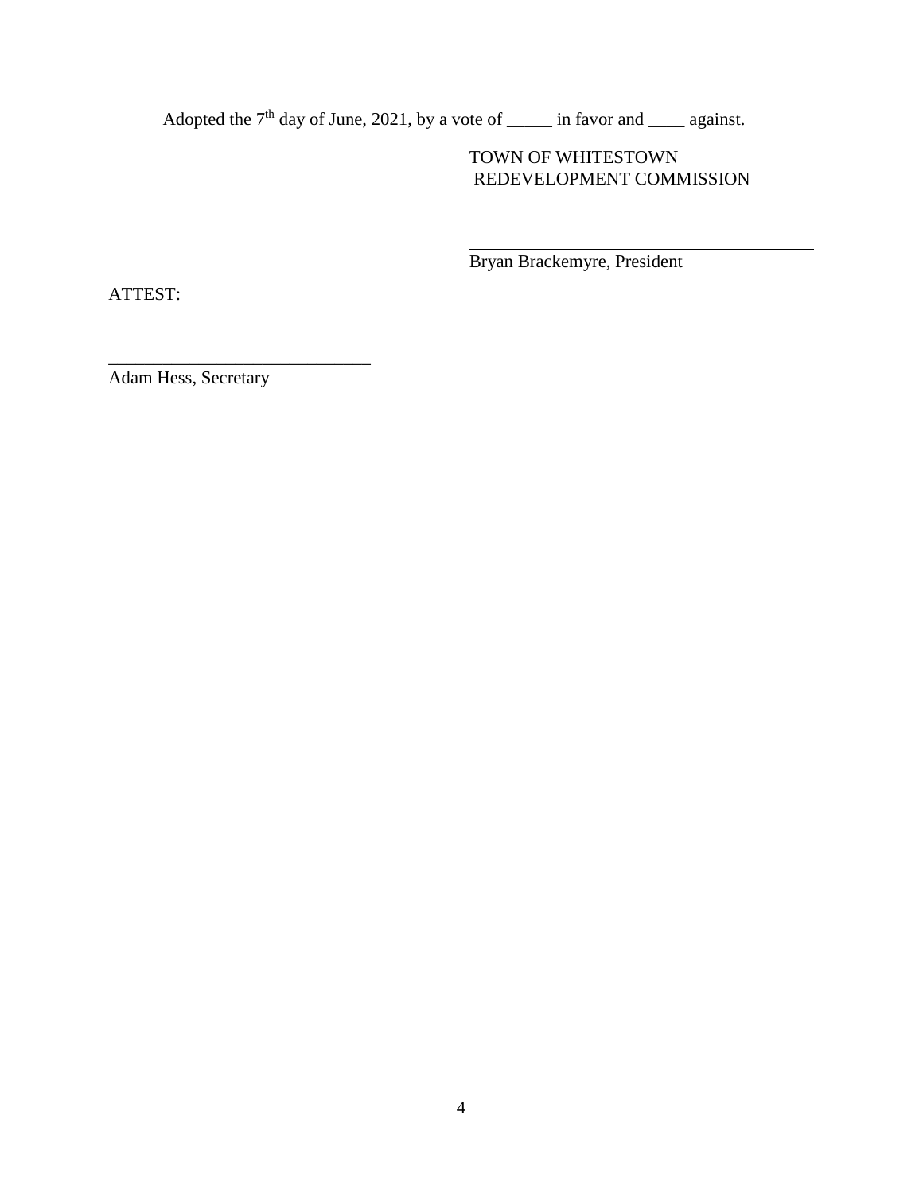Adopted the 7th day of June, 2021, by a vote of _____ in favor and ____ against.

TOWN OF WHITESTOWN
REDEVELOPMENT COMMISSION

\_\_\_\_\_\_\_\_\_\_\_\_\_\_\_\_\_\_\_\_\_\_\_\_\_\_\_\_\_\_\_\_\_\_\_\_\_\_\_\_
Bryan Brackemyre, President

ATTEST:

\_\_\_\_\_\_\_\_\_\_\_\_\_\_\_\_\_\_\_\_\_\_\_\_\_\_\_\_\_\_
Adam Hess, Secretary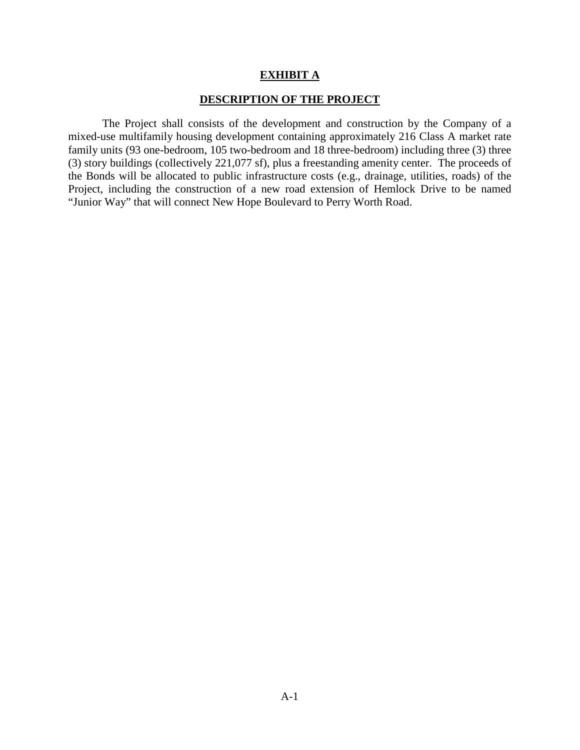**EXHIBIT A**

**DESCRIPTION OF THE PROJECT**

The Project shall consists of the development and construction by the Company of a mixed-use multifamily housing development containing approximately 216 Class A market rate family units (93 one-bedroom, 105 two-bedroom and 18 three-bedroom) including three (3) three (3) story buildings (collectively 221,077 sf), plus a freestanding amenity center. The proceeds of the Bonds will be allocated to public infrastructure costs (e.g., drainage, utilities, roads) of the Project, including the construction of a new road extension of Hemlock Drive to be named "Junior Way" that will connect New Hope Boulevard to Perry Worth Road.